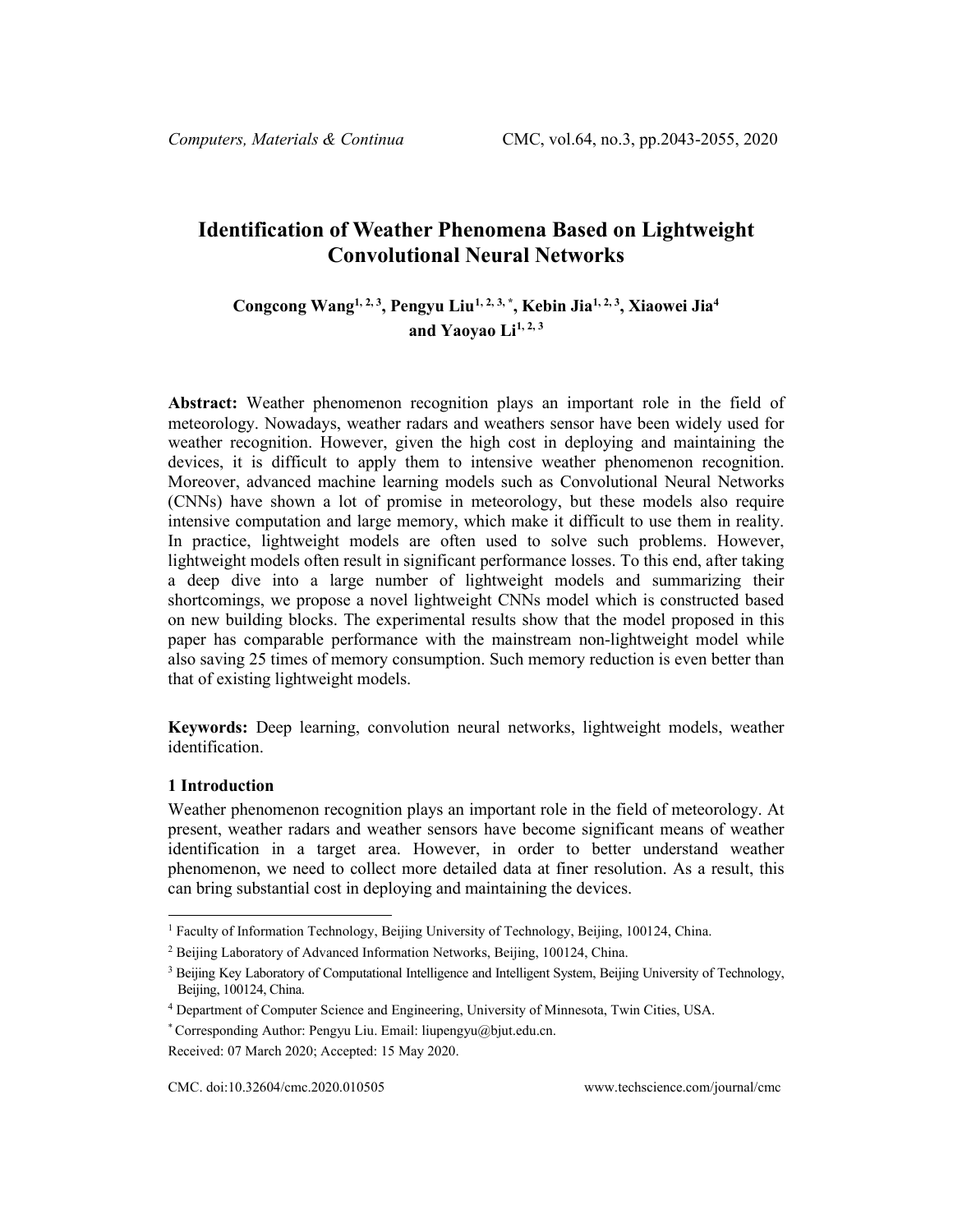# Identification of Weather Phenomena Based on Lightweight Convolutional Neural Networks

**Congcong Wang[1, 2, 3], Pengyu Liu[1, 2, 3, *], Kebin Jia[1, 2, 3], Xiaowei Jia[4] and Yaoyao Li[1, 2, 3]**

**Abstract:** Weather phenomenon recognition plays an important role in the field of meteorology. Nowadays, weather radars and weathers sensor have been widely used for weather recognition. However, given the high cost in deploying and maintaining the devices, it is difficult to apply them to intensive weather phenomenon recognition. Moreover, advanced machine learning models such as Convolutional Neural Networks (CNNs) have shown a lot of promise in meteorology, but these models also require intensive computation and large memory, which make it difficult to use them in reality. In practice, lightweight models are often used to solve such problems. However, lightweight models often result in significant performance losses. To this end, after taking a deep dive into a large number of lightweight models and summarizing their shortcomings, we propose a novel lightweight CNNs model which is constructed based on new building blocks. The experimental results show that the model proposed in this paper has comparable performance with the mainstream non-lightweight model while also saving 25 times of memory consumption. Such memory reduction is even better than that of existing lightweight models.

**Keywords:** Deep learning, convolution neural networks, lightweight models, weather identification.

## 1 Introduction

Weather phenomenon recognition plays an important role in the field of meteorology. At present, weather radars and weather sensors have become significant means of weather identification in a target area. However, in order to better understand weather phenomenon, we need to collect more detailed data at finer resolution. As a result, this can bring substantial cost in deploying and maintaining the devices.

---

[1] Faculty of Information Technology, Beijing University of Technology, Beijing, 100124, China.

[2] Beijing Laboratory of Advanced Information Networks, Beijing, 100124, China.

[3] Beijing Key Laboratory of Computational Intelligence and Intelligent System, Beijing University of Technology, Beijing, 100124, China.

[4] Department of Computer Science and Engineering, University of Minnesota, Twin Cities, USA.

[*] Corresponding Author: Pengyu Liu. Email: liupengyu@bjut.edu.cn.

Received: 07 March 2020; Accepted: 15 May 2020.

CMC. doi:10.32604/cmc.2020.010505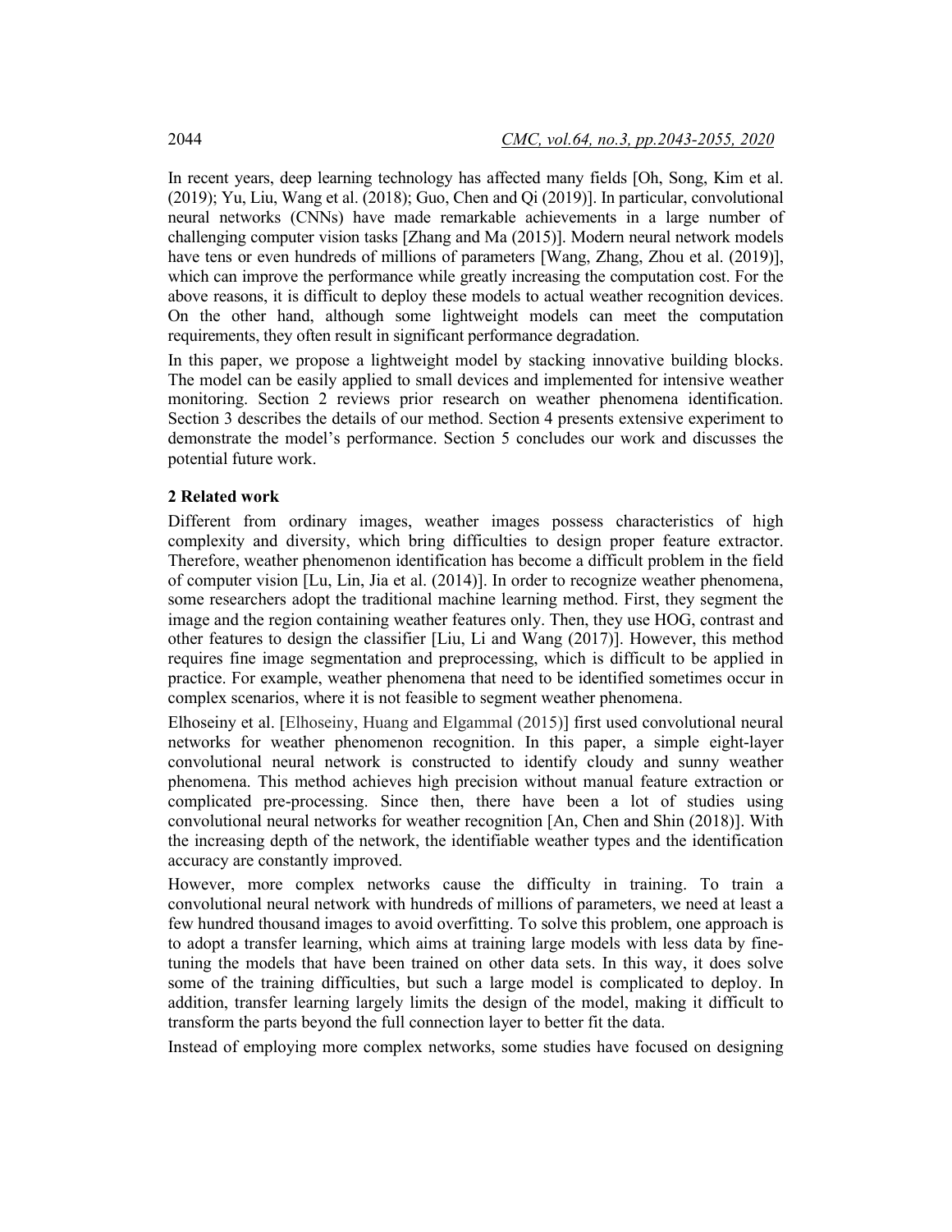In recent years, deep learning technology has affected many fields [Oh, Song, Kim et al. (2019); Yu, Liu, Wang et al. (2018); Guo, Chen and Qi (2019)]. In particular, convolutional neural networks (CNNs) have made remarkable achievements in a large number of challenging computer vision tasks [Zhang and Ma (2015)]. Modern neural network models have tens or even hundreds of millions of parameters [Wang, Zhang, Zhou et al. (2019)], which can improve the performance while greatly increasing the computation cost. For the above reasons, it is difficult to deploy these models to actual weather recognition devices. On the other hand, although some lightweight models can meet the computation requirements, they often result in significant performance degradation.

In this paper, we propose a lightweight model by stacking innovative building blocks. The model can be easily applied to small devices and implemented for intensive weather monitoring. Section 2 reviews prior research on weather phenomena identification. Section 3 describes the details of our method. Section 4 presents extensive experiment to demonstrate the model's performance. Section 5 concludes our work and discusses the potential future work.

## 2 Related work

Different from ordinary images, weather images possess characteristics of high complexity and diversity, which bring difficulties to design proper feature extractor. Therefore, weather phenomenon identification has become a difficult problem in the field of computer vision [Lu, Lin, Jia et al. (2014)]. In order to recognize weather phenomena, some researchers adopt the traditional machine learning method. First, they segment the image and the region containing weather features only. Then, they use HOG, contrast and other features to design the classifier [Liu, Li and Wang (2017)]. However, this method requires fine image segmentation and preprocessing, which is difficult to be applied in practice. For example, weather phenomena that need to be identified sometimes occur in complex scenarios, where it is not feasible to segment weather phenomena.

Elhoseiny et al. [Elhoseiny, Huang and Elgammal (2015)] first used convolutional neural networks for weather phenomenon recognition. In this paper, a simple eight-layer convolutional neural network is constructed to identify cloudy and sunny weather phenomena. This method achieves high precision without manual feature extraction or complicated pre-processing. Since then, there have been a lot of studies using convolutional neural networks for weather recognition [An, Chen and Shin (2018)]. With the increasing depth of the network, the identifiable weather types and the identification accuracy are constantly improved.

However, more complex networks cause the difficulty in training. To train a convolutional neural network with hundreds of millions of parameters, we need at least a few hundred thousand images to avoid overfitting. To solve this problem, one approach is to adopt a transfer learning, which aims at training large models with less data by fine-tuning the models that have been trained on other data sets. In this way, it does solve some of the training difficulties, but such a large model is complicated to deploy. In addition, transfer learning largely limits the design of the model, making it difficult to transform the parts beyond the full connection layer to better fit the data.

Instead of employing more complex networks, some studies have focused on designing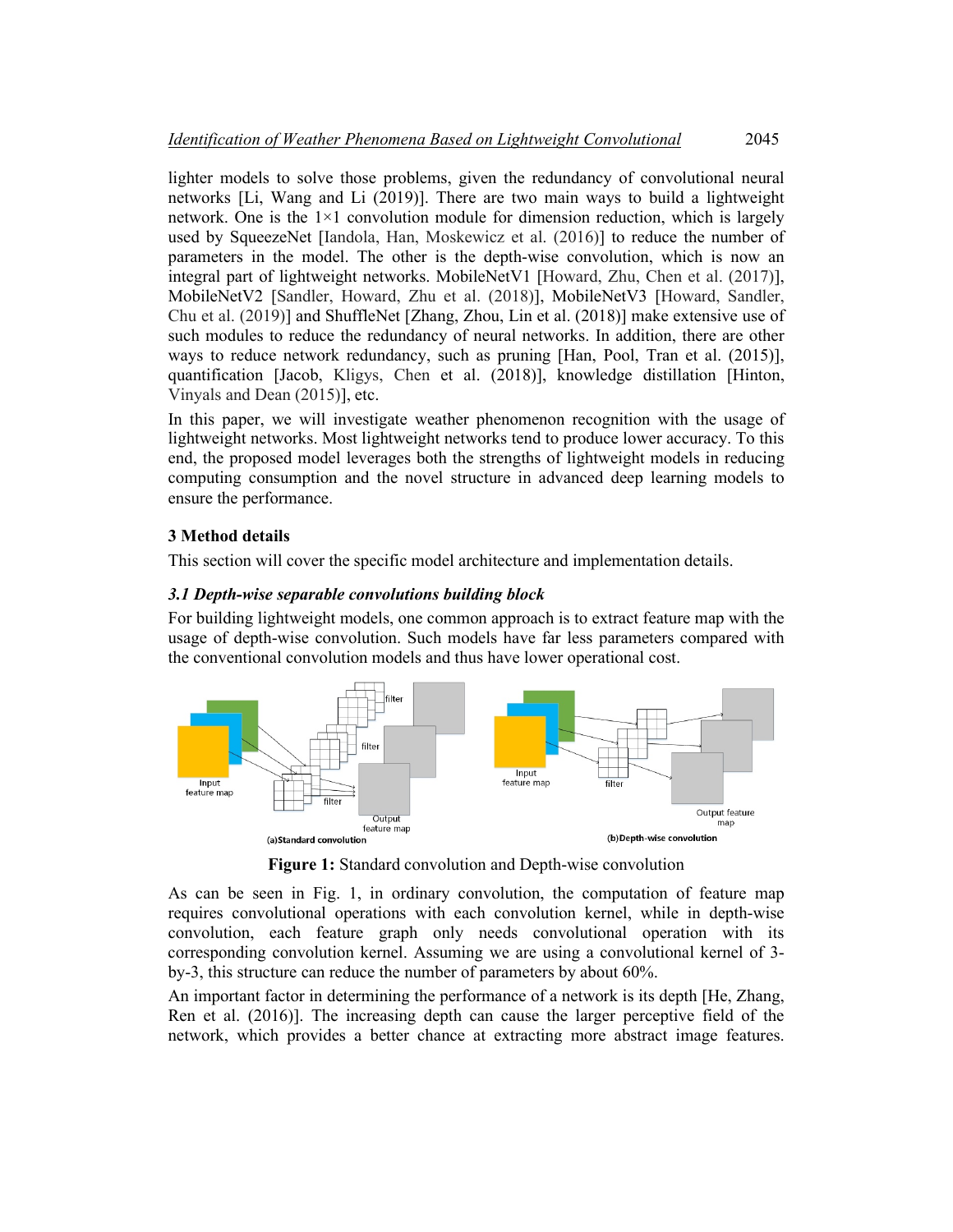lighter models to solve those problems, given the redundancy of convolutional neural networks [Li, Wang and Li (2019)]. There are two main ways to build a lightweight network. One is the 1×1 convolution module for dimension reduction, which is largely used by SqueezeNet [Iandola, Han, Moskewicz et al. (2016)] to reduce the number of parameters in the model. The other is the depth-wise convolution, which is now an integral part of lightweight networks. MobileNetV1 [Howard, Zhu, Chen et al. (2017)], MobileNetV2 [Sandler, Howard, Zhu et al. (2018)], MobileNetV3 [Howard, Sandler, Chu et al. (2019)] and ShuffleNet [Zhang, Zhou, Lin et al. (2018)] make extensive use of such modules to reduce the redundancy of neural networks. In addition, there are other ways to reduce network redundancy, such as pruning [Han, Pool, Tran et al. (2015)], quantification [Jacob, Kligys, Chen et al. (2018)], knowledge distillation [Hinton, Vinyals and Dean (2015)], etc.

In this paper, we will investigate weather phenomenon recognition with the usage of lightweight networks. Most lightweight networks tend to produce lower accuracy. To this end, the proposed model leverages both the strengths of lightweight models in reducing computing consumption and the novel structure in advanced deep learning models to ensure the performance.

## 3 Method details

This section will cover the specific model architecture and implementation details.

### *3.1 Depth-wise separable convolutions building block*

For building lightweight models, one common approach is to extract feature map with the usage of depth-wise convolution. Such models have far less parameters compared with the conventional convolution models and thus have lower operational cost.

**Figure 1:** Standard convolution and Depth-wise convolution

As can be seen in Fig. 1, in ordinary convolution, the computation of feature map requires convolutional operations with each convolution kernel, while in depth-wise convolution, each feature graph only needs convolutional operation with its corresponding convolution kernel. Assuming we are using a convolutional kernel of 3-by-3, this structure can reduce the number of parameters by about 60%.

An important factor in determining the performance of a network is its depth [He, Zhang, Ren et al. (2016)]. The increasing depth can cause the larger perceptive field of the network, which provides a better chance at extracting more abstract image features.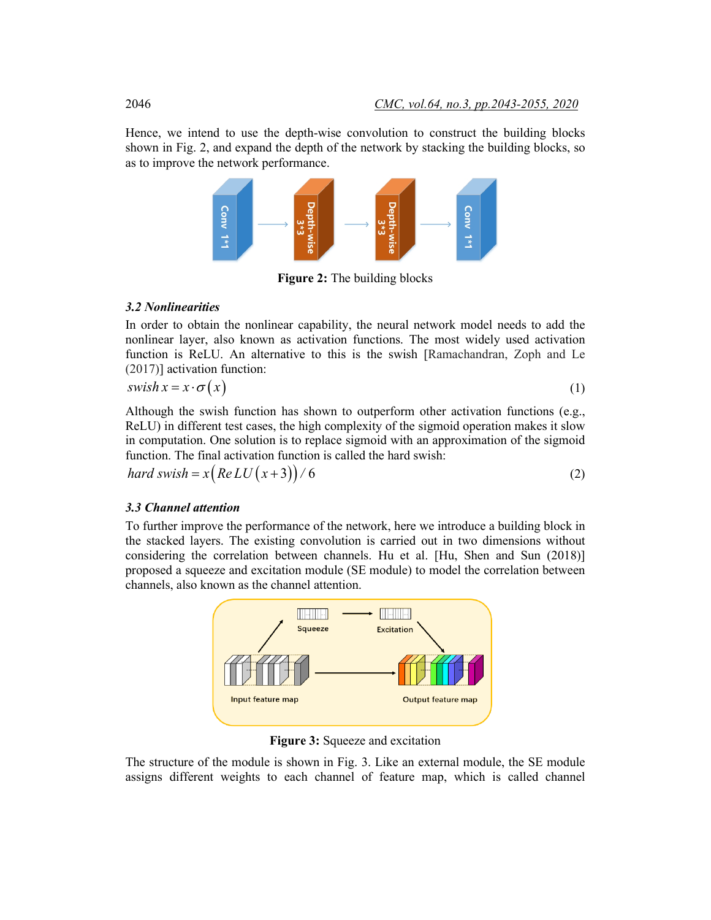Hence, we intend to use the depth-wise convolution to construct the building blocks shown in Fig. 2, and expand the depth of the network by stacking the building blocks, so as to improve the network performance.

**Figure 2:** The building blocks

### *3.2 Nonlinearities*

In order to obtain the nonlinear capability, the neural network model needs to add the nonlinear layer, also known as activation functions. The most widely used activation function is ReLU. An alternative to this is the swish [Ramachandran, Zoph and Le (2017)] activation function:

$$swish\, x = x \cdot \sigma(x) \tag{1}$$

Although the swish function has shown to outperform other activation functions (e.g., ReLU) in different test cases, the high complexity of the sigmoid operation makes it slow in computation. One solution is to replace sigmoid with an approximation of the sigmoid function. The final activation function is called the hard swish:

$$hard\ swish = x\left(ReLU\left(x+3\right)\right)/\,6 \tag{2}$$

### *3.3 Channel attention*

To further improve the performance of the network, here we introduce a building block in the stacked layers. The existing convolution is carried out in two dimensions without considering the correlation between channels. Hu et al. [Hu, Shen and Sun (2018)] proposed a squeeze and excitation module (SE module) to model the correlation between channels, also known as the channel attention.

**Figure 3:** Squeeze and excitation

The structure of the module is shown in Fig. 3. Like an external module, the SE module assigns different weights to each channel of feature map, which is called channel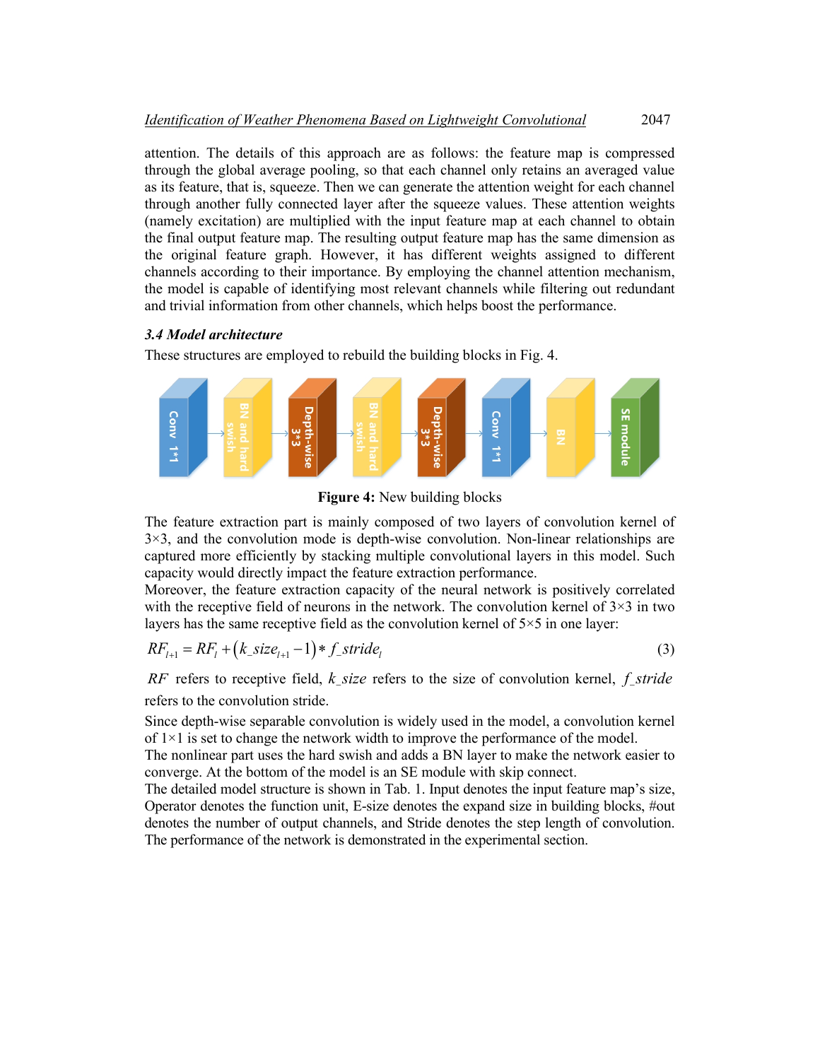attention. The details of this approach are as follows: the feature map is compressed through the global average pooling, so that each channel only retains an averaged value as its feature, that is, squeeze. Then we can generate the attention weight for each channel through another fully connected layer after the squeeze values. These attention weights (namely excitation) are multiplied with the input feature map at each channel to obtain the final output feature map. The resulting output feature map has the same dimension as the original feature graph. However, it has different weights assigned to different channels according to their importance. By employing the channel attention mechanism, the model is capable of identifying most relevant channels while filtering out redundant and trivial information from other channels, which helps boost the performance.

### 3.4 Model architecture

These structures are employed to rebuild the building blocks in Fig. 4.

**Figure 4:** New building blocks

The feature extraction part is mainly composed of two layers of convolution kernel of 3×3, and the convolution mode is depth-wise convolution. Non-linear relationships are captured more efficiently by stacking multiple convolutional layers in this model. Such capacity would directly impact the feature extraction performance.

Moreover, the feature extraction capacity of the neural network is positively correlated with the receptive field of neurons in the network. The convolution kernel of 3×3 in two layers has the same receptive field as the convolution kernel of 5×5 in one layer:

$$RF_{l+1} = RF_l + \left(k\_size_{l+1} - 1\right) * f\_stride_l \tag{3}$$

$RF$ refers to receptive field, $k\_size$ refers to the size of convolution kernel, $f\_stride$ refers to the convolution stride.

Since depth-wise separable convolution is widely used in the model, a convolution kernel of 1×1 is set to change the network width to improve the performance of the model.

The nonlinear part uses the hard swish and adds a BN layer to make the network easier to converge. At the bottom of the model is an SE module with skip connect.

The detailed model structure is shown in Tab. 1. Input denotes the input feature map's size, Operator denotes the function unit, E-size denotes the expand size in building blocks, #out denotes the number of output channels, and Stride denotes the step length of convolution. The performance of the network is demonstrated in the experimental section.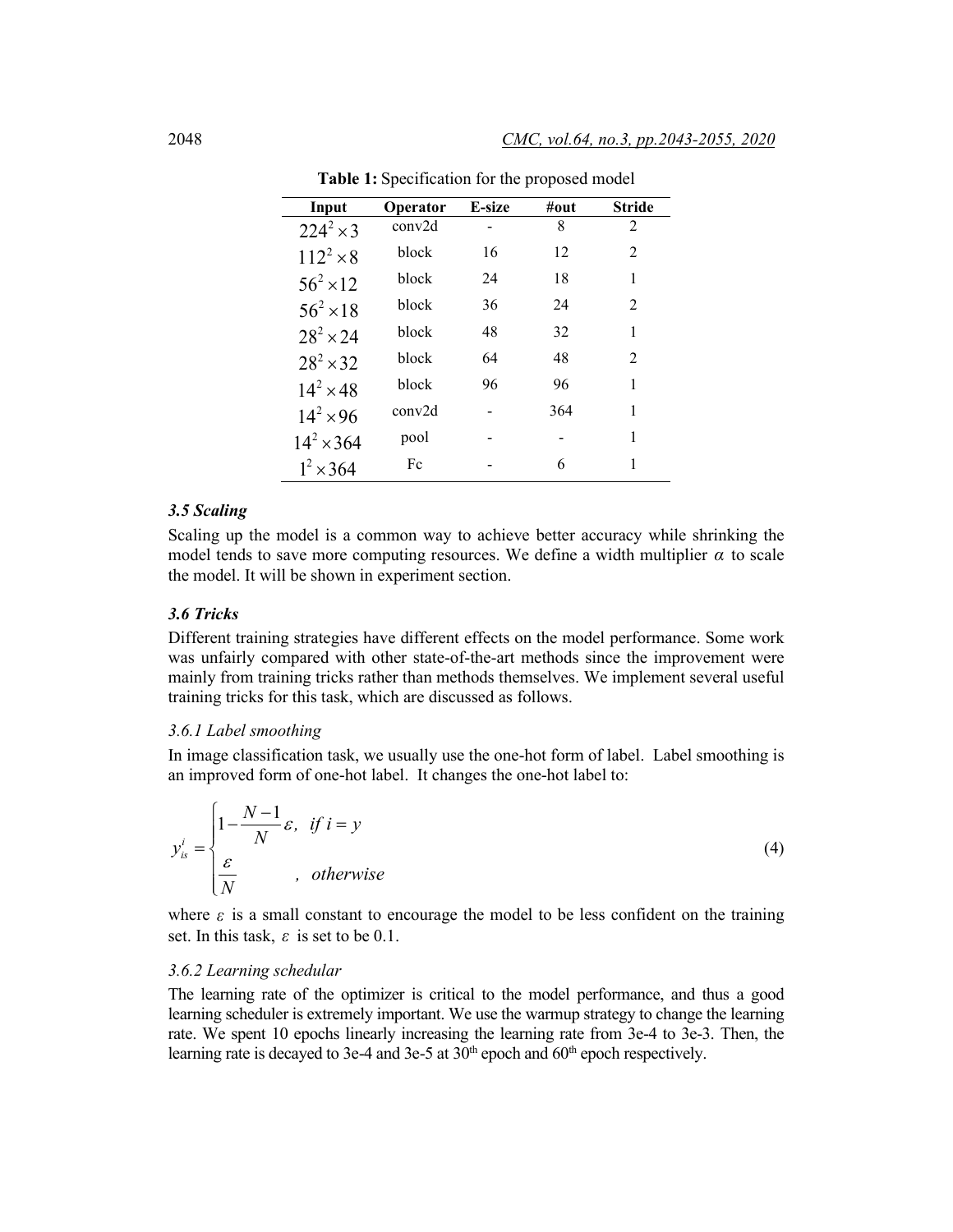**Table 1:** Specification for the proposed model

| Input | Operator | E-size | #out | Stride |
|---|---|---|---|---|
| $224^2 \times 3$ | conv2d | - | 8 | 2 |
| $112^2 \times 8$ | block | 16 | 12 | 2 |
| $56^2 \times 12$ | block | 24 | 18 | 1 |
| $56^2 \times 18$ | block | 36 | 24 | 2 |
| $28^2 \times 24$ | block | 48 | 32 | 1 |
| $28^2 \times 32$ | block | 64 | 48 | 2 |
| $14^2 \times 48$ | block | 96 | 96 | 1 |
| $14^2 \times 96$ | conv2d | - | 364 | 1 |
| $14^2 \times 364$ | pool | - | - | 1 |
| $1^2 \times 364$ | Fc | - | 6 | 1 |

### *3.5 Scaling*

Scaling up the model is a common way to achieve better accuracy while shrinking the model tends to save more computing resources. We define a width multiplier $\alpha$ to scale the model. It will be shown in experiment section.

### *3.6 Tricks*

Different training strategies have different effects on the model performance. Some work was unfairly compared with other state-of-the-art methods since the improvement were mainly from training tricks rather than methods themselves. We implement several useful training tricks for this task, which are discussed as follows.

#### *3.6.1 Label smoothing*

In image classification task, we usually use the one-hot form of label. Label smoothing is an improved form of one-hot label. It changes the one-hot label to:

$$y_{is}^{i} = \begin{cases} 1 - \dfrac{N-1}{N}\varepsilon, & if\ i = y \\ \dfrac{\varepsilon}{N} & ,\ otherwise \end{cases} \tag{4}$$

where $\varepsilon$ is a small constant to encourage the model to be less confident on the training set. In this task, $\varepsilon$ is set to be 0.1.

#### *3.6.2 Learning schedular*

The learning rate of the optimizer is critical to the model performance, and thus a good learning scheduler is extremely important. We use the warmup strategy to change the learning rate. We spent 10 epochs linearly increasing the learning rate from 3e-4 to 3e-3. Then, the learning rate is decayed to 3e-4 and 3e-5 at 30th epoch and 60th epoch respectively.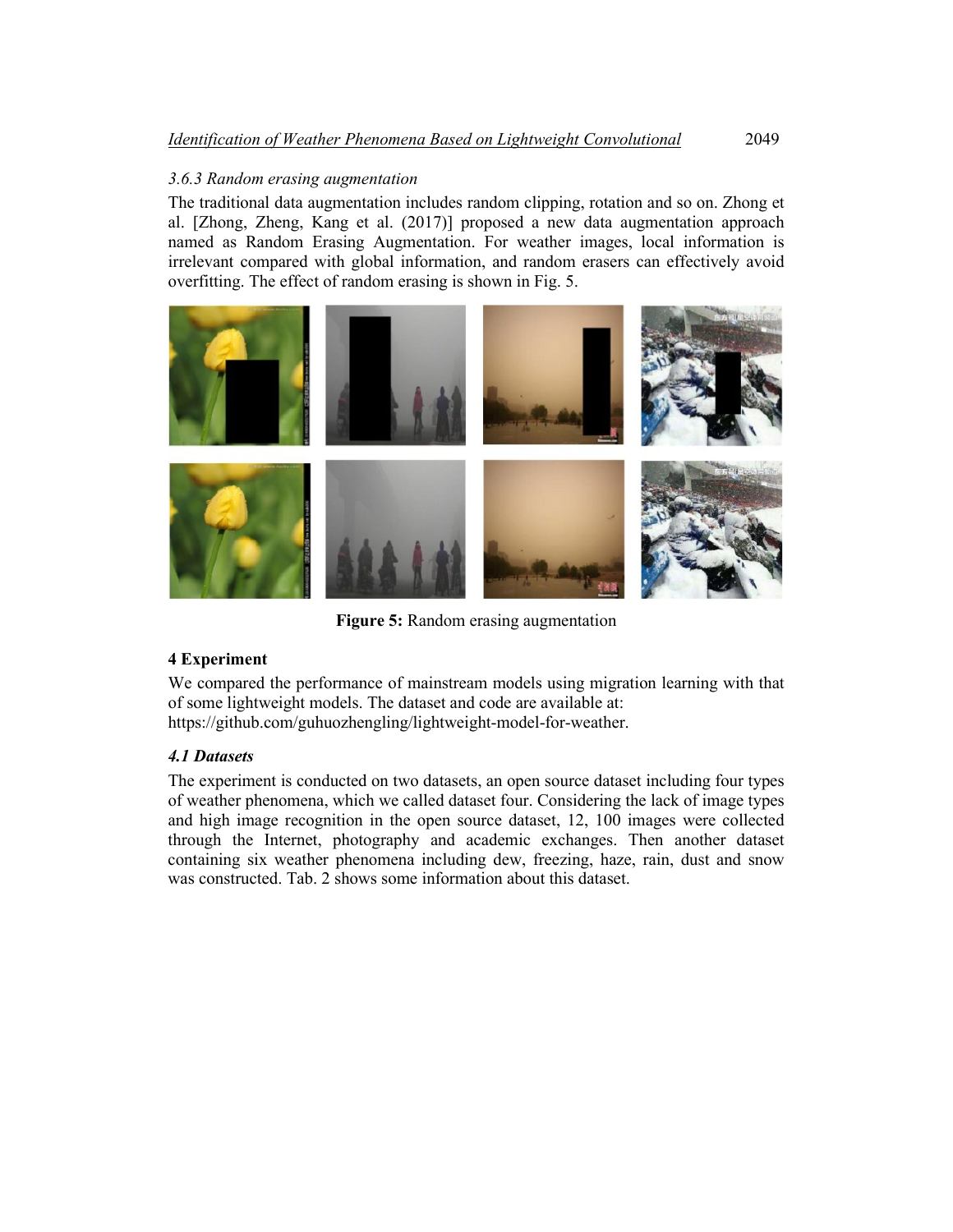#### 3.6.3 Random erasing augmentation

The traditional data augmentation includes random clipping, rotation and so on. Zhong et al. [Zhong, Zheng, Kang et al. (2017)] proposed a new data augmentation approach named as Random Erasing Augmentation. For weather images, local information is irrelevant compared with global information, and random erasers can effectively avoid overfitting. The effect of random erasing is shown in Fig. 5.

**Figure 5:** Random erasing augmentation

## 4 Experiment

We compared the performance of mainstream models using migration learning with that of some lightweight models. The dataset and code are available at: https://github.com/guhuozhengling/lightweight-model-for-weather.

### *4.1 Datasets*

The experiment is conducted on two datasets, an open source dataset including four types of weather phenomena, which we called dataset four. Considering the lack of image types and high image recognition in the open source dataset, 12, 100 images were collected through the Internet, photography and academic exchanges. Then another dataset containing six weather phenomena including dew, freezing, haze, rain, dust and snow was constructed. Tab. 2 shows some information about this dataset.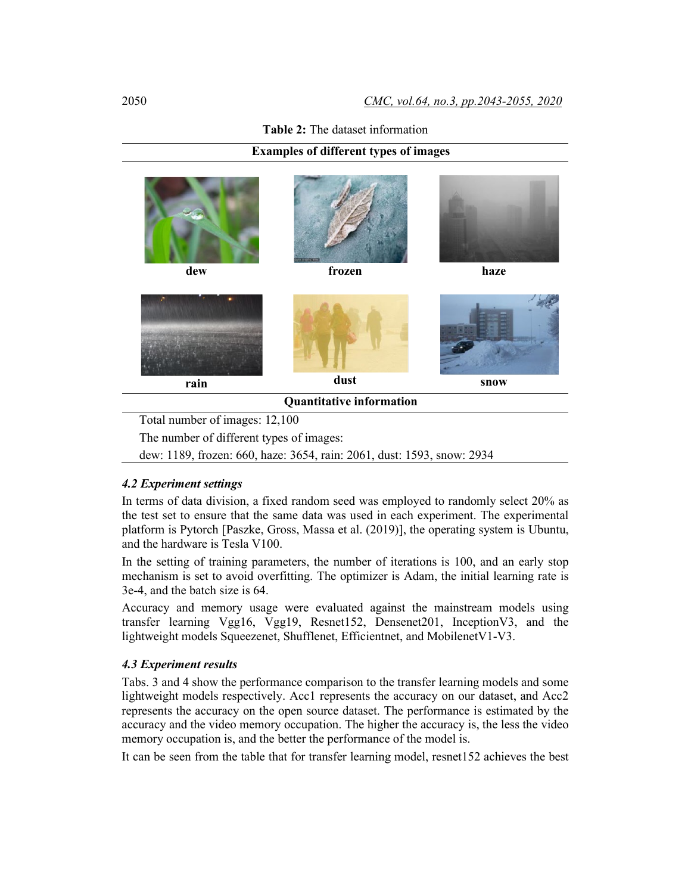**Table 2:** The dataset information

| Examples of different types of images | | |
|---|---|---|
| dew | frozen | haze |
| rain | dust | snow |
| **Quantitative information** | | |
| Total number of images: 12,100 | | |
| The number of different types of images: | | |
| dew: 1189, frozen: 660, haze: 3654, rain: 2061, dust: 1593, snow: 2934 | | |

### *4.2 Experiment settings*

In terms of data division, a fixed random seed was employed to randomly select 20% as the test set to ensure that the same data was used in each experiment. The experimental platform is Pytorch [Paszke, Gross, Massa et al. (2019)], the operating system is Ubuntu, and the hardware is Tesla V100.

In the setting of training parameters, the number of iterations is 100, and an early stop mechanism is set to avoid overfitting. The optimizer is Adam, the initial learning rate is 3e-4, and the batch size is 64.

Accuracy and memory usage were evaluated against the mainstream models using transfer learning Vgg16, Vgg19, Resnet152, Densenet201, InceptionV3, and the lightweight models Squeezenet, Shufflenet, Efficientnet, and MobilenetV1-V3.

### *4.3 Experiment results*

Tabs. 3 and 4 show the performance comparison to the transfer learning models and some lightweight models respectively. Acc1 represents the accuracy on our dataset, and Acc2 represents the accuracy on the open source dataset. The performance is estimated by the accuracy and the video memory occupation. The higher the accuracy is, the less the video memory occupation is, and the better the performance of the model is.

It can be seen from the table that for transfer learning model, resnet152 achieves the best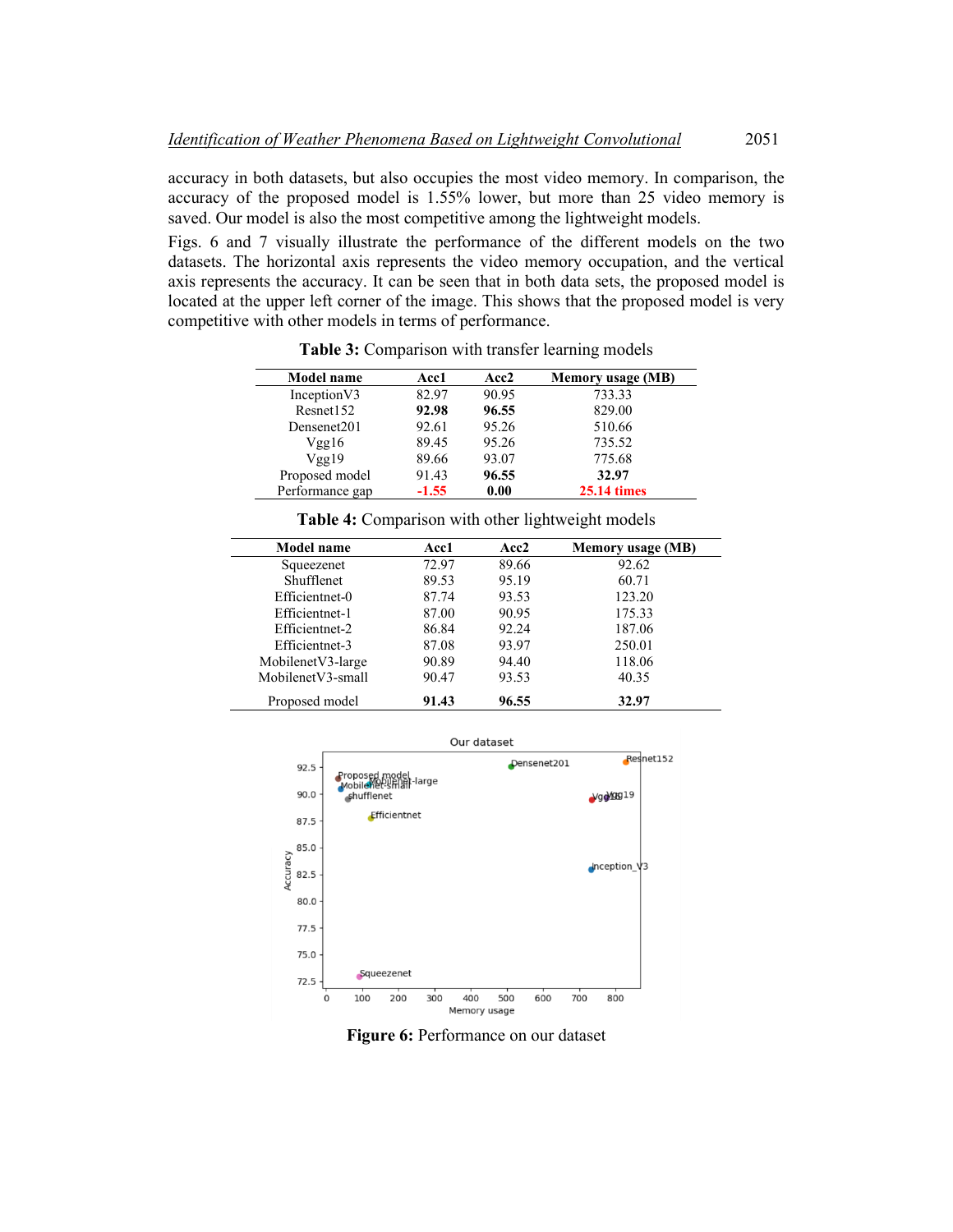accuracy in both datasets, but also occupies the most video memory. In comparison, the accuracy of the proposed model is 1.55% lower, but more than 25 video memory is saved. Our model is also the most competitive among the lightweight models.

Figs. 6 and 7 visually illustrate the performance of the different models on the two datasets. The horizontal axis represents the video memory occupation, and the vertical axis represents the accuracy. It can be seen that in both data sets, the proposed model is located at the upper left corner of the image. This shows that the proposed model is very competitive with other models in terms of performance.

**Table 3:** Comparison with transfer learning models

| Model name | Acc1 | Acc2 | Memory usage (MB) |
|---|---|---|---|
| InceptionV3 | 82.97 | 90.95 | 733.33 |
| Resnet152 | **92.98** | **96.55** | 829.00 |
| Densenet201 | 92.61 | 95.26 | 510.66 |
| Vgg16 | 89.45 | 95.26 | 735.52 |
| Vgg19 | 89.66 | 93.07 | 775.68 |
| Proposed model | 91.43 | **96.55** | **32.97** |
| Performance gap | **-1.55** | **0.00** | **25.14 times** |

**Table 4:** Comparison with other lightweight models

| Model name | Acc1 | Acc2 | Memory usage (MB) |
|---|---|---|---|
| Squeezenet | 72.97 | 89.66 | 92.62 |
| Shufflenet | 89.53 | 95.19 | 60.71 |
| Efficientnet-0 | 87.74 | 93.53 | 123.20 |
| Efficientnet-1 | 87.00 | 90.95 | 175.33 |
| Efficientnet-2 | 86.84 | 92.24 | 187.06 |
| Efficientnet-3 | 87.08 | 93.97 | 250.01 |
| MobilenetV3-large | 90.89 | 94.40 | 118.06 |
| MobilenetV3-small | 90.47 | 93.53 | 40.35 |
| Proposed model | **91.43** | **96.55** | **32.97** |

**Figure 6:** Performance on our dataset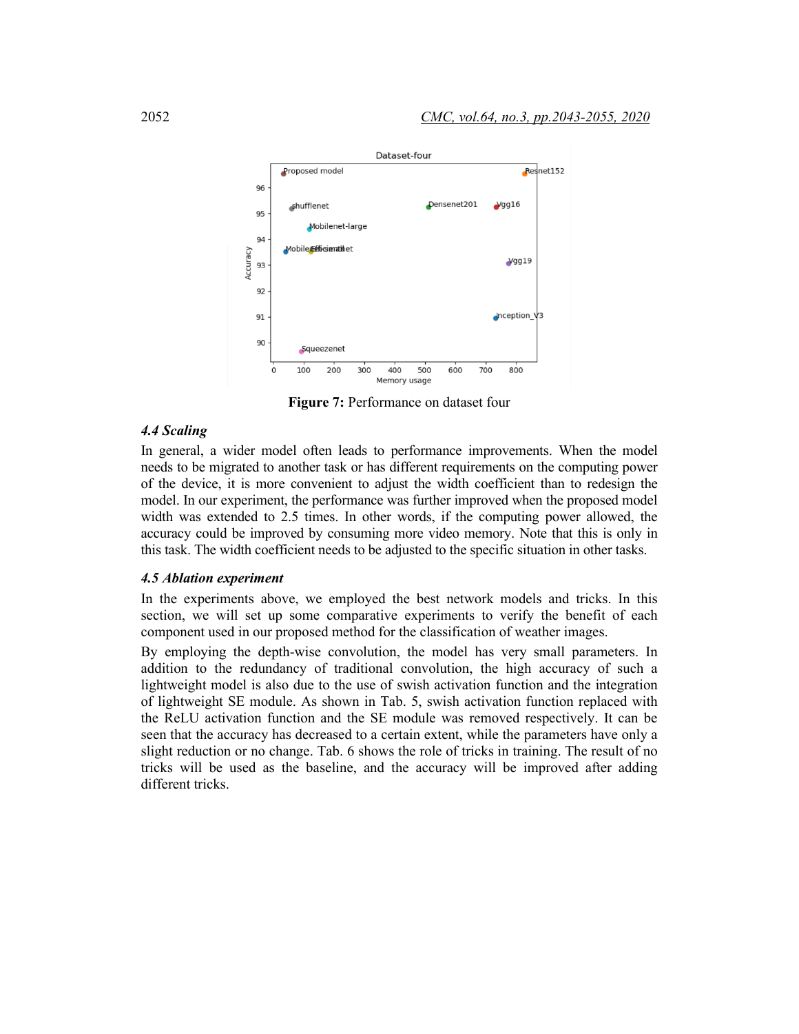**Figure 7:** Performance on dataset four

### *4.4 Scaling*

In general, a wider model often leads to performance improvements. When the model needs to be migrated to another task or has different requirements on the computing power of the device, it is more convenient to adjust the width coefficient than to redesign the model. In our experiment, the performance was further improved when the proposed model width was extended to 2.5 times. In other words, if the computing power allowed, the accuracy could be improved by consuming more video memory. Note that this is only in this task. The width coefficient needs to be adjusted to the specific situation in other tasks.

### *4.5 Ablation experiment*

In the experiments above, we employed the best network models and tricks. In this section, we will set up some comparative experiments to verify the benefit of each component used in our proposed method for the classification of weather images.

By employing the depth-wise convolution, the model has very small parameters. In addition to the redundancy of traditional convolution, the high accuracy of such a lightweight model is also due to the use of swish activation function and the integration of lightweight SE module. As shown in Tab. 5, swish activation function replaced with the ReLU activation function and the SE module was removed respectively. It can be seen that the accuracy has decreased to a certain extent, while the parameters have only a slight reduction or no change. Tab. 6 shows the role of tricks in training. The result of no tricks will be used as the baseline, and the accuracy will be improved after adding different tricks.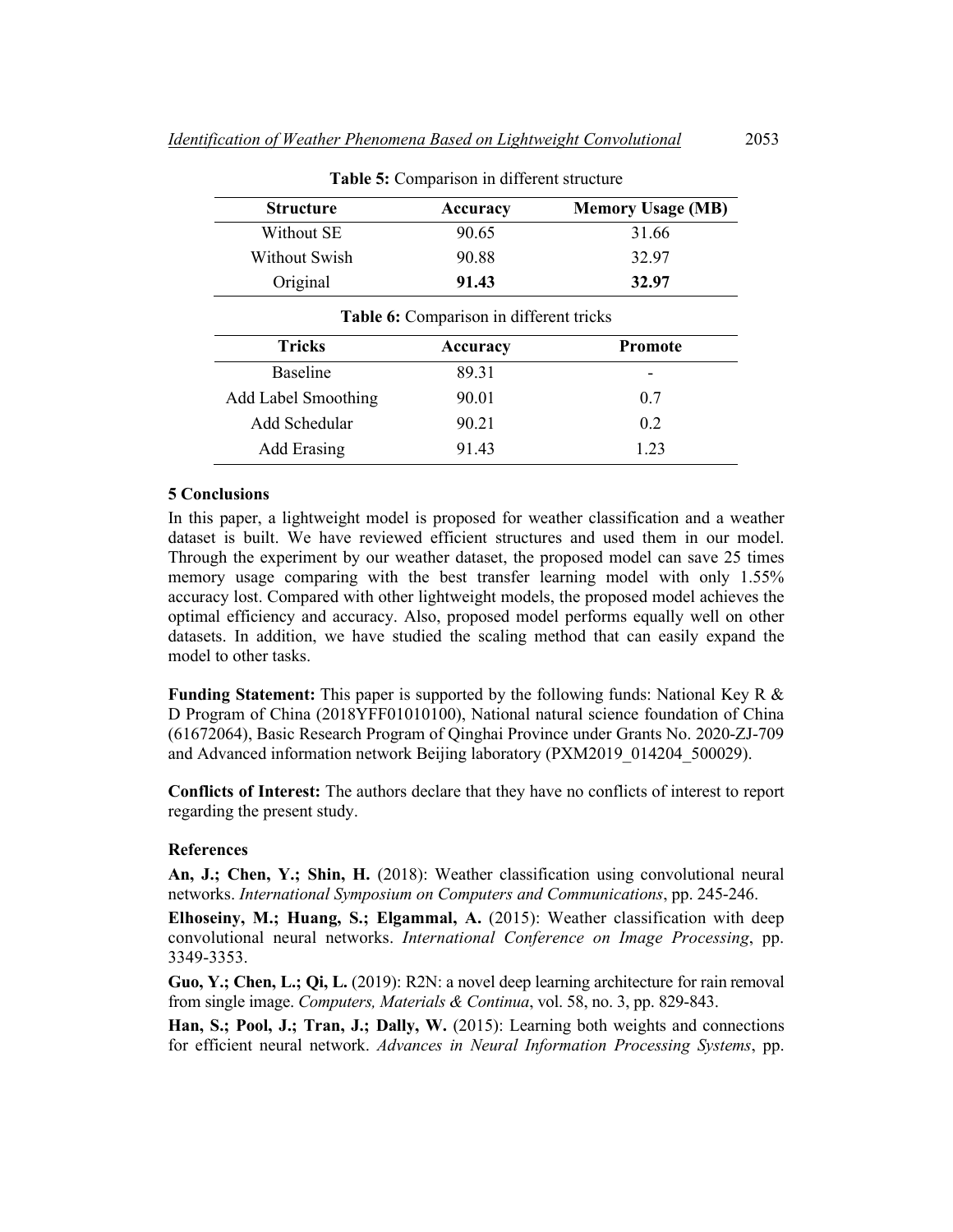**Table 5:** Comparison in different structure

| Structure | Accuracy | Memory Usage (MB) |
|---|---|---|
| Without SE | 90.65 | 31.66 |
| Without Swish | 90.88 | 32.97 |
| Original | **91.43** | **32.97** |

**Table 6:** Comparison in different tricks

| Tricks | Accuracy | Promote |
|---|---|---|
| Baseline | 89.31 | - |
| Add Label Smoothing | 90.01 | 0.7 |
| Add Schedular | 90.21 | 0.2 |
| Add Erasing | 91.43 | 1.23 |

## 5 Conclusions

In this paper, a lightweight model is proposed for weather classification and a weather dataset is built. We have reviewed efficient structures and used them in our model. Through the experiment by our weather dataset, the proposed model can save 25 times memory usage comparing with the best transfer learning model with only 1.55% accuracy lost. Compared with other lightweight models, the proposed model achieves the optimal efficiency and accuracy. Also, proposed model performs equally well on other datasets. In addition, we have studied the scaling method that can easily expand the model to other tasks.

**Funding Statement:** This paper is supported by the following funds: National Key R & D Program of China (2018YFF01010100), National natural science foundation of China (61672064), Basic Research Program of Qinghai Province under Grants No. 2020-ZJ-709 and Advanced information network Beijing laboratory (PXM2019_014204_500029).

**Conflicts of Interest:** The authors declare that they have no conflicts of interest to report regarding the present study.

## References

**An, J.; Chen, Y.; Shin, H.** (2018): Weather classification using convolutional neural networks. *International Symposium on Computers and Communications*, pp. 245-246.

**Elhoseiny, M.; Huang, S.; Elgammal, A.** (2015): Weather classification with deep convolutional neural networks. *International Conference on Image Processing*, pp. 3349-3353.

**Guo, Y.; Chen, L.; Qi, L.** (2019): R2N: a novel deep learning architecture for rain removal from single image. *Computers, Materials & Continua*, vol. 58, no. 3, pp. 829-843.

**Han, S.; Pool, J.; Tran, J.; Dally, W.** (2015): Learning both weights and connections for efficient neural network. *Advances in Neural Information Processing Systems*, pp.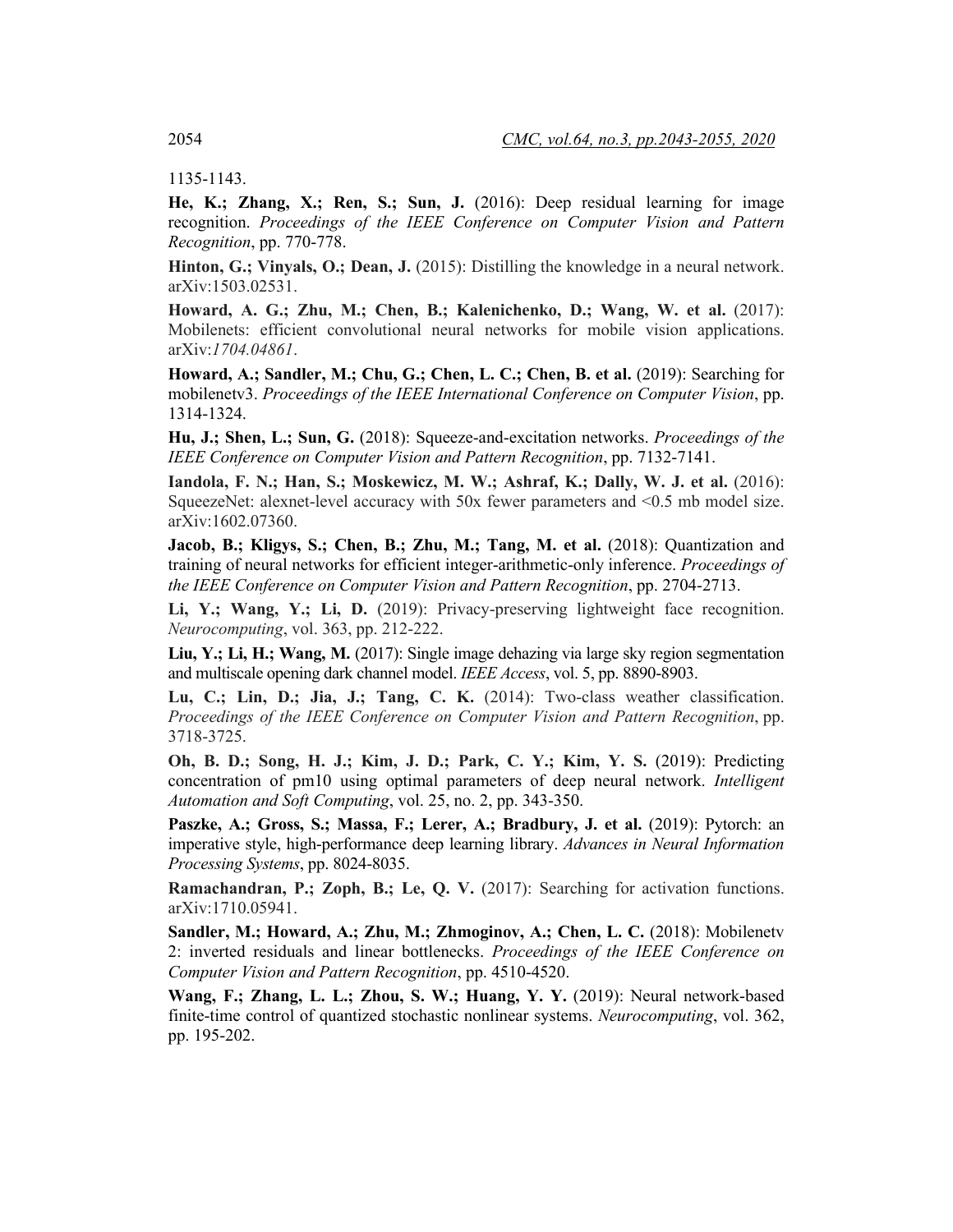1135-1143.

**He, K.; Zhang, X.; Ren, S.; Sun, J.** (2016): Deep residual learning for image recognition. *Proceedings of the IEEE Conference on Computer Vision and Pattern Recognition*, pp. 770-778.

**Hinton, G.; Vinyals, O.; Dean, J.** (2015): Distilling the knowledge in a neural network. arXiv:1503.02531.

**Howard, A. G.; Zhu, M.; Chen, B.; Kalenichenko, D.; Wang, W. et al.** (2017): Mobilenets: efficient convolutional neural networks for mobile vision applications. arXiv:*1704.04861*.

**Howard, A.; Sandler, M.; Chu, G.; Chen, L. C.; Chen, B. et al.** (2019): Searching for mobilenetv3. *Proceedings of the IEEE International Conference on Computer Vision*, pp. 1314-1324.

**Hu, J.; Shen, L.; Sun, G.** (2018): Squeeze-and-excitation networks. *Proceedings of the IEEE Conference on Computer Vision and Pattern Recognition*, pp. 7132-7141.

**Iandola, F. N.; Han, S.; Moskewicz, M. W.; Ashraf, K.; Dally, W. J. et al.** (2016): SqueezeNet: alexnet-level accuracy with 50x fewer parameters and <0.5 mb model size. arXiv:1602.07360.

**Jacob, B.; Kligys, S.; Chen, B.; Zhu, M.; Tang, M. et al.** (2018): Quantization and training of neural networks for efficient integer-arithmetic-only inference. *Proceedings of the IEEE Conference on Computer Vision and Pattern Recognition*, pp. 2704-2713.

**Li, Y.; Wang, Y.; Li, D.** (2019): Privacy-preserving lightweight face recognition. *Neurocomputing*, vol. 363, pp. 212-222.

**Liu, Y.; Li, H.; Wang, M.** (2017): Single image dehazing via large sky region segmentation and multiscale opening dark channel model. *IEEE Access*, vol. 5, pp. 8890-8903.

**Lu, C.; Lin, D.; Jia, J.; Tang, C. K.** (2014): Two-class weather classification. *Proceedings of the IEEE Conference on Computer Vision and Pattern Recognition*, pp. 3718-3725.

**Oh, B. D.; Song, H. J.; Kim, J. D.; Park, C. Y.; Kim, Y. S.** (2019): Predicting concentration of pm10 using optimal parameters of deep neural network. *Intelligent Automation and Soft Computing*, vol. 25, no. 2, pp. 343-350.

**Paszke, A.; Gross, S.; Massa, F.; Lerer, A.; Bradbury, J. et al.** (2019): Pytorch: an imperative style, high-performance deep learning library. *Advances in Neural Information Processing Systems*, pp. 8024-8035.

**Ramachandran, P.; Zoph, B.; Le, Q. V.** (2017): Searching for activation functions. arXiv:1710.05941.

**Sandler, M.; Howard, A.; Zhu, M.; Zhmoginov, A.; Chen, L. C.** (2018): Mobilenetv 2: inverted residuals and linear bottlenecks. *Proceedings of the IEEE Conference on Computer Vision and Pattern Recognition*, pp. 4510-4520.

**Wang, F.; Zhang, L. L.; Zhou, S. W.; Huang, Y. Y.** (2019): Neural network-based finite-time control of quantized stochastic nonlinear systems. *Neurocomputing*, vol. 362, pp. 195-202.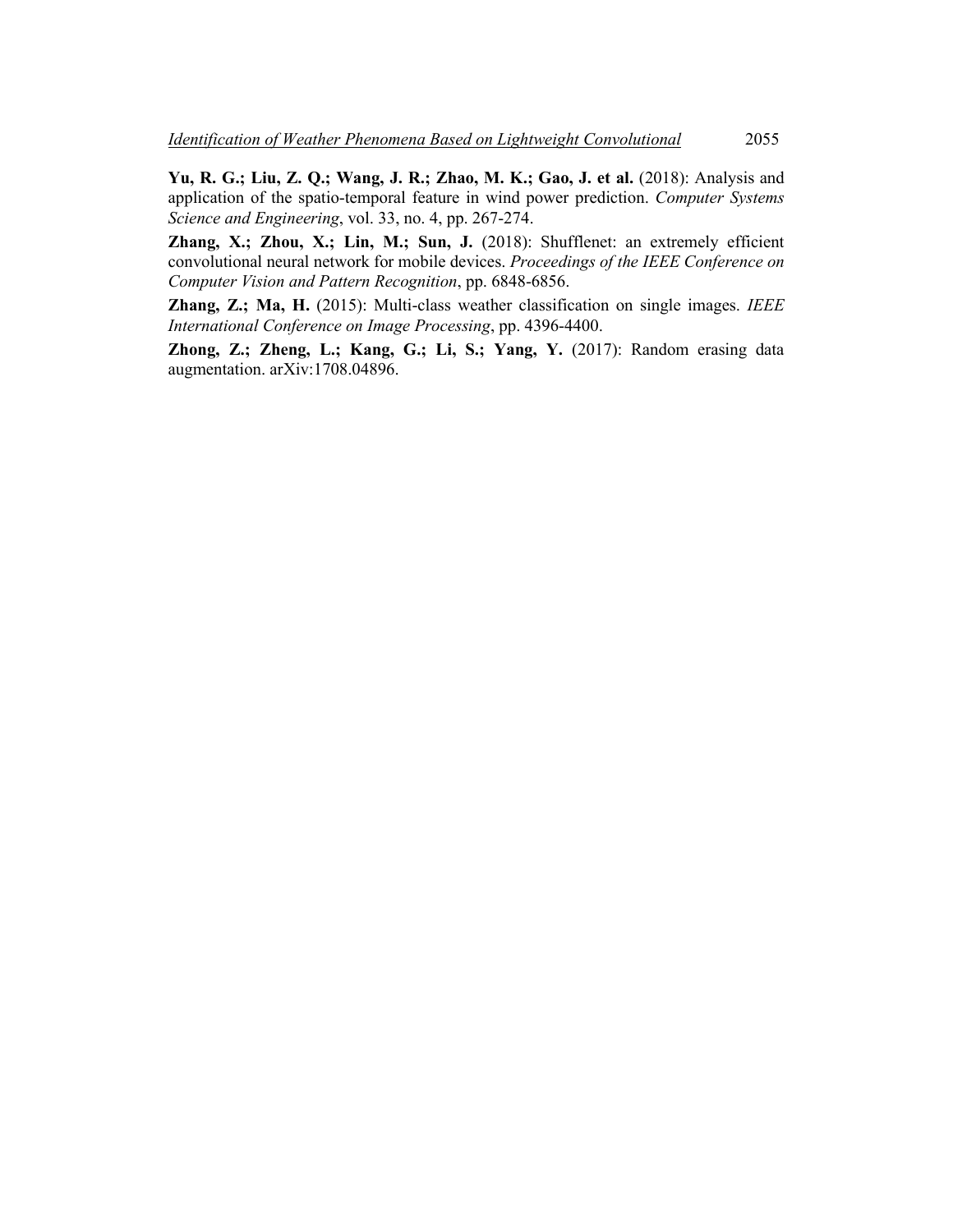**Yu, R. G.; Liu, Z. Q.; Wang, J. R.; Zhao, M. K.; Gao, J. et al.** (2018): Analysis and application of the spatio-temporal feature in wind power prediction. *Computer Systems Science and Engineering*, vol. 33, no. 4, pp. 267-274.

**Zhang, X.; Zhou, X.; Lin, M.; Sun, J.** (2018): Shufflenet: an extremely efficient convolutional neural network for mobile devices. *Proceedings of the IEEE Conference on Computer Vision and Pattern Recognition*, pp. 6848-6856.

**Zhang, Z.; Ma, H.** (2015): Multi-class weather classification on single images. *IEEE International Conference on Image Processing*, pp. 4396-4400.

**Zhong, Z.; Zheng, L.; Kang, G.; Li, S.; Yang, Y.** (2017): Random erasing data augmentation. arXiv:1708.04896.